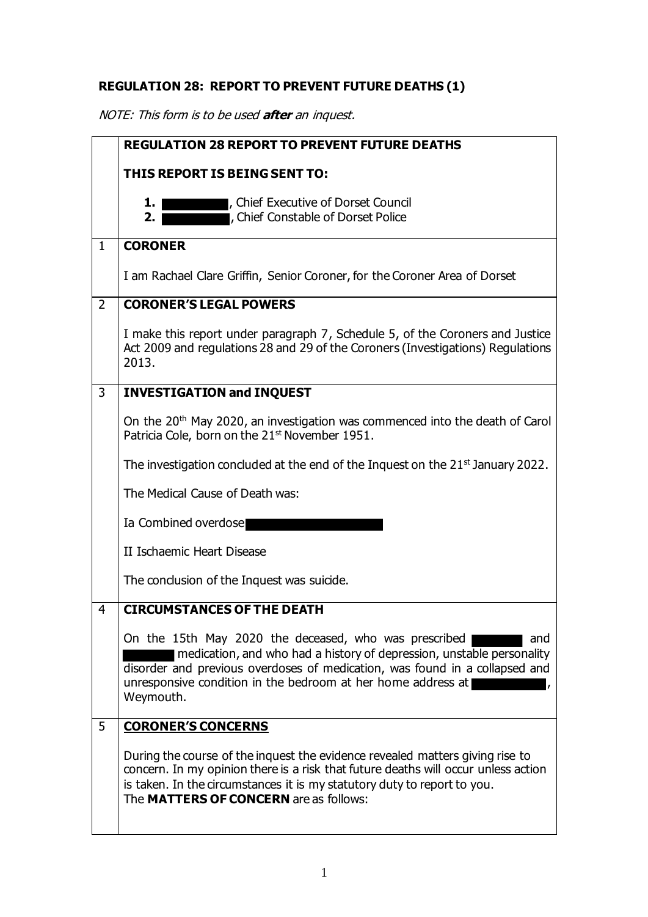**REGULATION 28: REPORT TO PREVENT FUTURE DEATHS (1)**

*NOTE: This form is to be used **after** an inquest.*

| | **REGULATION 28 REPORT TO PREVENT FUTURE DEATHS**<br><br>**THIS REPORT IS BEING SENT TO:**<br><br>**1.** [REDACTED], Chief Executive of Dorset Council<br>**2.** [REDACTED], Chief Constable of Dorset Police |
|---|---|
| 1 | **CORONER**<br><br>I am Rachael Clare Griffin, Senior Coroner, for the Coroner Area of Dorset |
| 2 | **CORONER'S LEGAL POWERS**<br><br>I make this report under paragraph 7, Schedule 5, of the Coroners and Justice Act 2009 and regulations 28 and 29 of the Coroners (Investigations) Regulations 2013. |
| 3 | **INVESTIGATION and INQUEST**<br><br>On the 20th May 2020, an investigation was commenced into the death of Carol Patricia Cole, born on the 21st November 1951.<br><br>The investigation concluded at the end of the Inquest on the 21st January 2022.<br><br>The Medical Cause of Death was:<br><br>Ia Combined overdose [REDACTED]<br><br>II Ischaemic Heart Disease<br><br>The conclusion of the Inquest was suicide. |
| 4 | **CIRCUMSTANCES OF THE DEATH**<br><br>On the 15th May 2020 the deceased, who was prescribed [REDACTED] and [REDACTED] medication, and who had a history of depression, unstable personality disorder and previous overdoses of medication, was found in a collapsed and unresponsive condition in the bedroom at her home address at [REDACTED], Weymouth. |
| 5 | **CORONER'S CONCERNS**<br><br>During the course of the inquest the evidence revealed matters giving rise to concern. In my opinion there is a risk that future deaths will occur unless action is taken. In the circumstances it is my statutory duty to report to you.<br>The **MATTERS OF CONCERN** are as follows: |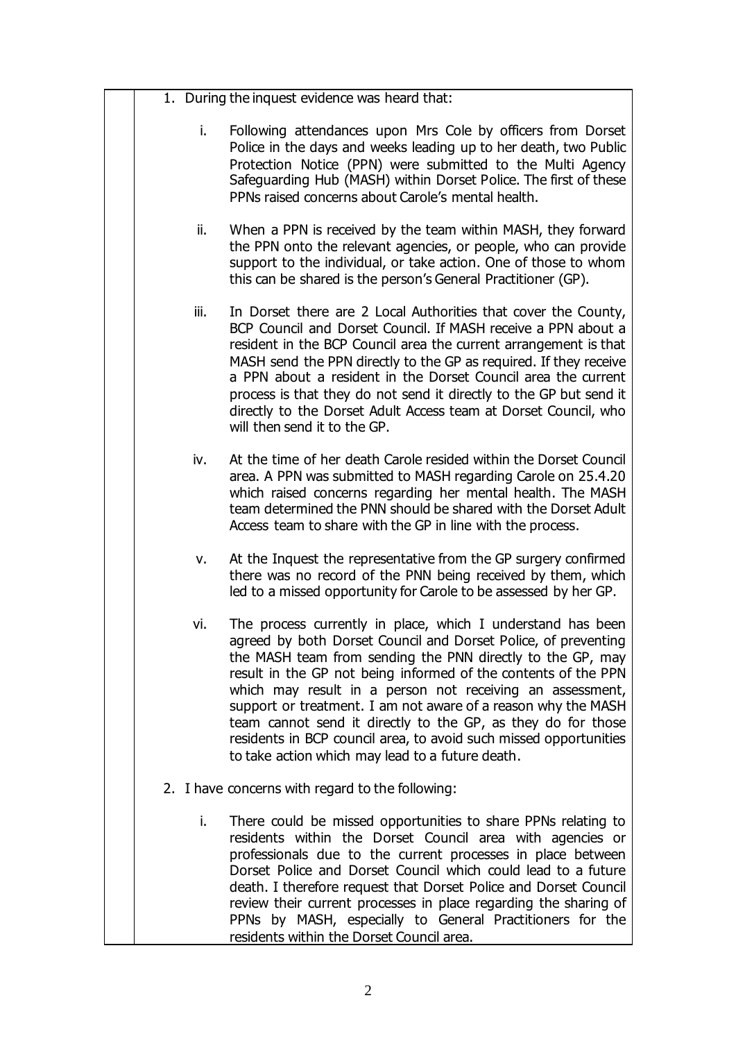1. During the inquest evidence was heard that:

    i. Following attendances upon Mrs Cole by officers from Dorset Police in the days and weeks leading up to her death, two Public Protection Notice (PPN) were submitted to the Multi Agency Safeguarding Hub (MASH) within Dorset Police. The first of these PPNs raised concerns about Carole's mental health.

    ii. When a PPN is received by the team within MASH, they forward the PPN onto the relevant agencies, or people, who can provide support to the individual, or take action. One of those to whom this can be shared is the person's General Practitioner (GP).

    iii. In Dorset there are 2 Local Authorities that cover the County, BCP Council and Dorset Council. If MASH receive a PPN about a resident in the BCP Council area the current arrangement is that MASH send the PPN directly to the GP as required. If they receive a PPN about a resident in the Dorset Council area the current process is that they do not send it directly to the GP but send it directly to the Dorset Adult Access team at Dorset Council, who will then send it to the GP.

    iv. At the time of her death Carole resided within the Dorset Council area. A PPN was submitted to MASH regarding Carole on 25.4.20 which raised concerns regarding her mental health. The MASH team determined the PNN should be shared with the Dorset Adult Access team to share with the GP in line with the process.

    v. At the Inquest the representative from the GP surgery confirmed there was no record of the PNN being received by them, which led to a missed opportunity for Carole to be assessed by her GP.

    vi. The process currently in place, which I understand has been agreed by both Dorset Council and Dorset Police, of preventing the MASH team from sending the PNN directly to the GP, may result in the GP not being informed of the contents of the PPN which may result in a person not receiving an assessment, support or treatment. I am not aware of a reason why the MASH team cannot send it directly to the GP, as they do for those residents in BCP council area, to avoid such missed opportunities to take action which may lead to a future death.

2. I have concerns with regard to the following:

    i. There could be missed opportunities to share PPNs relating to residents within the Dorset Council area with agencies or professionals due to the current processes in place between Dorset Police and Dorset Council which could lead to a future death. I therefore request that Dorset Police and Dorset Council review their current processes in place regarding the sharing of PPNs by MASH, especially to General Practitioners for the residents within the Dorset Council area.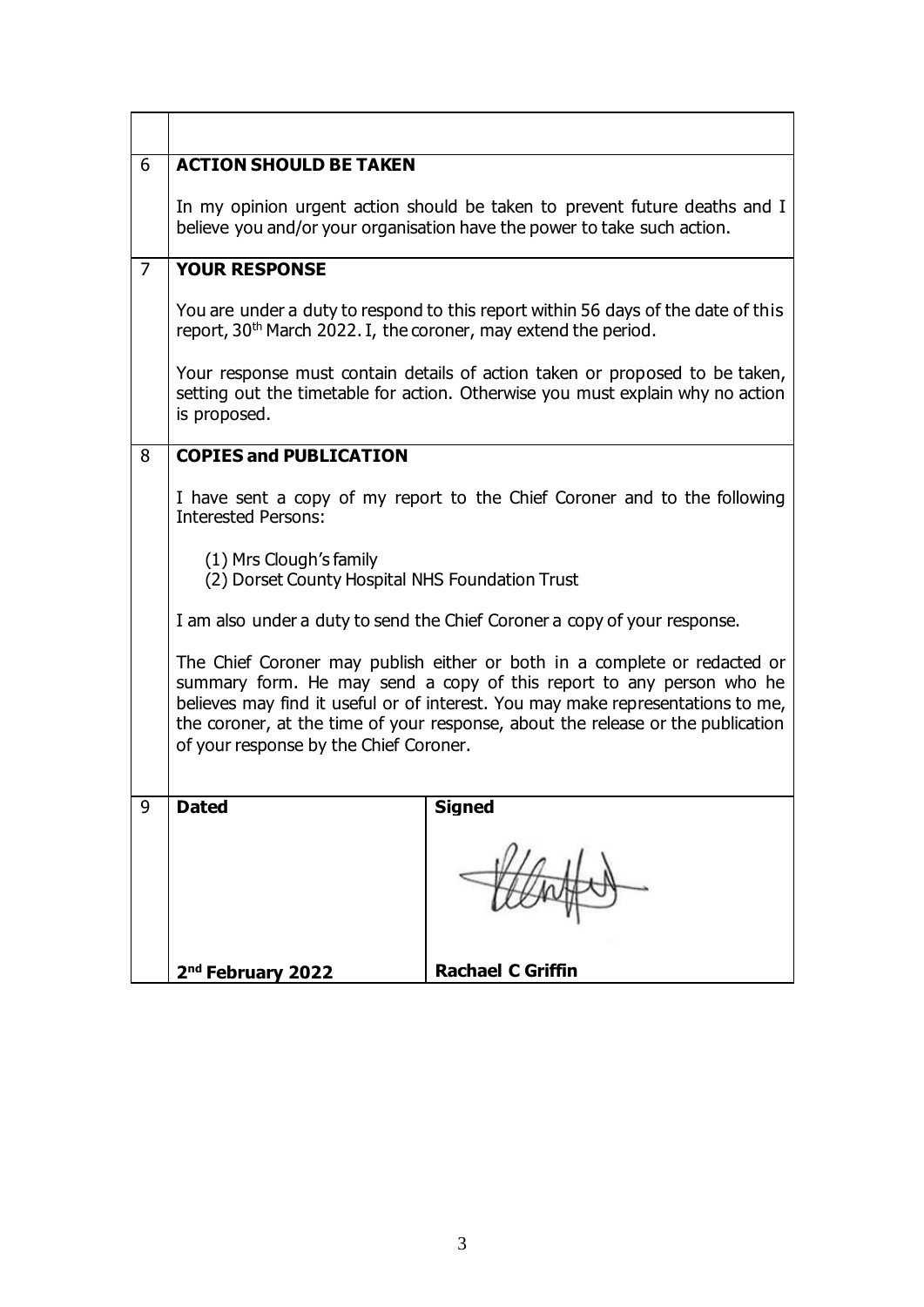| | |
|---|---|
| | |
| 6 | **ACTION SHOULD BE TAKEN**<br><br>In my opinion urgent action should be taken to prevent future deaths and I believe you and/or your organisation have the power to take such action. |
| 7 | **YOUR RESPONSE**<br><br>You are under a duty to respond to this report within 56 days of the date of this report, 30th March 2022. I, the coroner, may extend the period.<br><br>Your response must contain details of action taken or proposed to be taken, setting out the timetable for action. Otherwise you must explain why no action is proposed. |
| 8 | **COPIES and PUBLICATION**<br><br>I have sent a copy of my report to the Chief Coroner and to the following Interested Persons:<br><br>(1) Mrs Clough's family<br>(2) Dorset County Hospital NHS Foundation Trust<br><br>I am also under a duty to send the Chief Coroner a copy of your response.<br><br>The Chief Coroner may publish either or both in a complete or redacted or summary form. He may send a copy of this report to any person who he believes may find it useful or of interest. You may make representations to me, the coroner, at the time of your response, about the release or the publication of your response by the Chief Coroner. |

| | | |
|---|---|---|
| 9 | **Dated**<br><br>**2nd February 2022** | **Signed**<br><br>**Rachael C Griffin** |